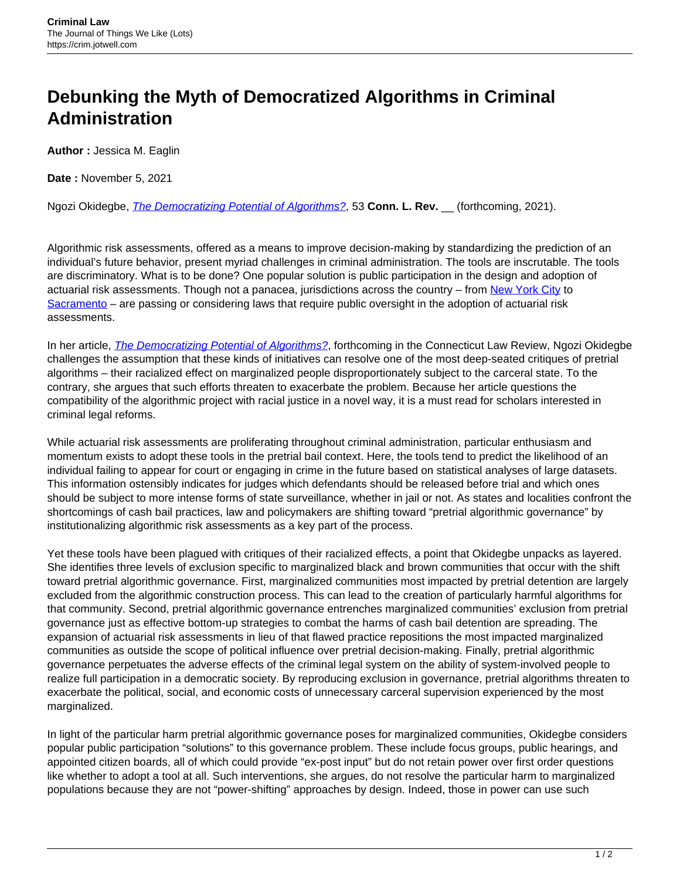# Debunking the Myth of Democratized Algorithms in Criminal Administration

**Author :** Jessica M. Eaglin

**Date :** November 5, 2021

Ngozi Okidegbe, *The Democratizing Potential of Algorithms?*, 53 **Conn. L. Rev.** __ (forthcoming, 2021).

Algorithmic risk assessments, offered as a means to improve decision-making by standardizing the prediction of an individual's future behavior, present myriad challenges in criminal administration. The tools are inscrutable. The tools are discriminatory. What is to be done? One popular solution is public participation in the design and adoption of actuarial risk assessments. Though not a panacea, jurisdictions across the country – from New York City to Sacramento – are passing or considering laws that require public oversight in the adoption of actuarial risk assessments.

In her article, *The Democratizing Potential of Algorithms?*, forthcoming in the Connecticut Law Review, Ngozi Okidegbe challenges the assumption that these kinds of initiatives can resolve one of the most deep-seated critiques of pretrial algorithms – their racialized effect on marginalized people disproportionately subject to the carceral state. To the contrary, she argues that such efforts threaten to exacerbate the problem. Because her article questions the compatibility of the algorithmic project with racial justice in a novel way, it is a must read for scholars interested in criminal legal reforms.

While actuarial risk assessments are proliferating throughout criminal administration, particular enthusiasm and momentum exists to adopt these tools in the pretrial bail context. Here, the tools tend to predict the likelihood of an individual failing to appear for court or engaging in crime in the future based on statistical analyses of large datasets. This information ostensibly indicates for judges which defendants should be released before trial and which ones should be subject to more intense forms of state surveillance, whether in jail or not. As states and localities confront the shortcomings of cash bail practices, law and policymakers are shifting toward "pretrial algorithmic governance" by institutionalizing algorithmic risk assessments as a key part of the process.

Yet these tools have been plagued with critiques of their racialized effects, a point that Okidegbe unpacks as layered. She identifies three levels of exclusion specific to marginalized black and brown communities that occur with the shift toward pretrial algorithmic governance. First, marginalized communities most impacted by pretrial detention are largely excluded from the algorithmic construction process. This can lead to the creation of particularly harmful algorithms for that community. Second, pretrial algorithmic governance entrenches marginalized communities' exclusion from pretrial governance just as effective bottom-up strategies to combat the harms of cash bail detention are spreading. The expansion of actuarial risk assessments in lieu of that flawed practice repositions the most impacted marginalized communities as outside the scope of political influence over pretrial decision-making. Finally, pretrial algorithmic governance perpetuates the adverse effects of the criminal legal system on the ability of system-involved people to realize full participation in a democratic society. By reproducing exclusion in governance, pretrial algorithms threaten to exacerbate the political, social, and economic costs of unnecessary carceral supervision experienced by the most marginalized.

In light of the particular harm pretrial algorithmic governance poses for marginalized communities, Okidegbe considers popular public participation "solutions" to this governance problem. These include focus groups, public hearings, and appointed citizen boards, all of which could provide "ex-post input" but do not retain power over first order questions like whether to adopt a tool at all. Such interventions, she argues, do not resolve the particular harm to marginalized populations because they are not "power-shifting" approaches by design. Indeed, those in power can use such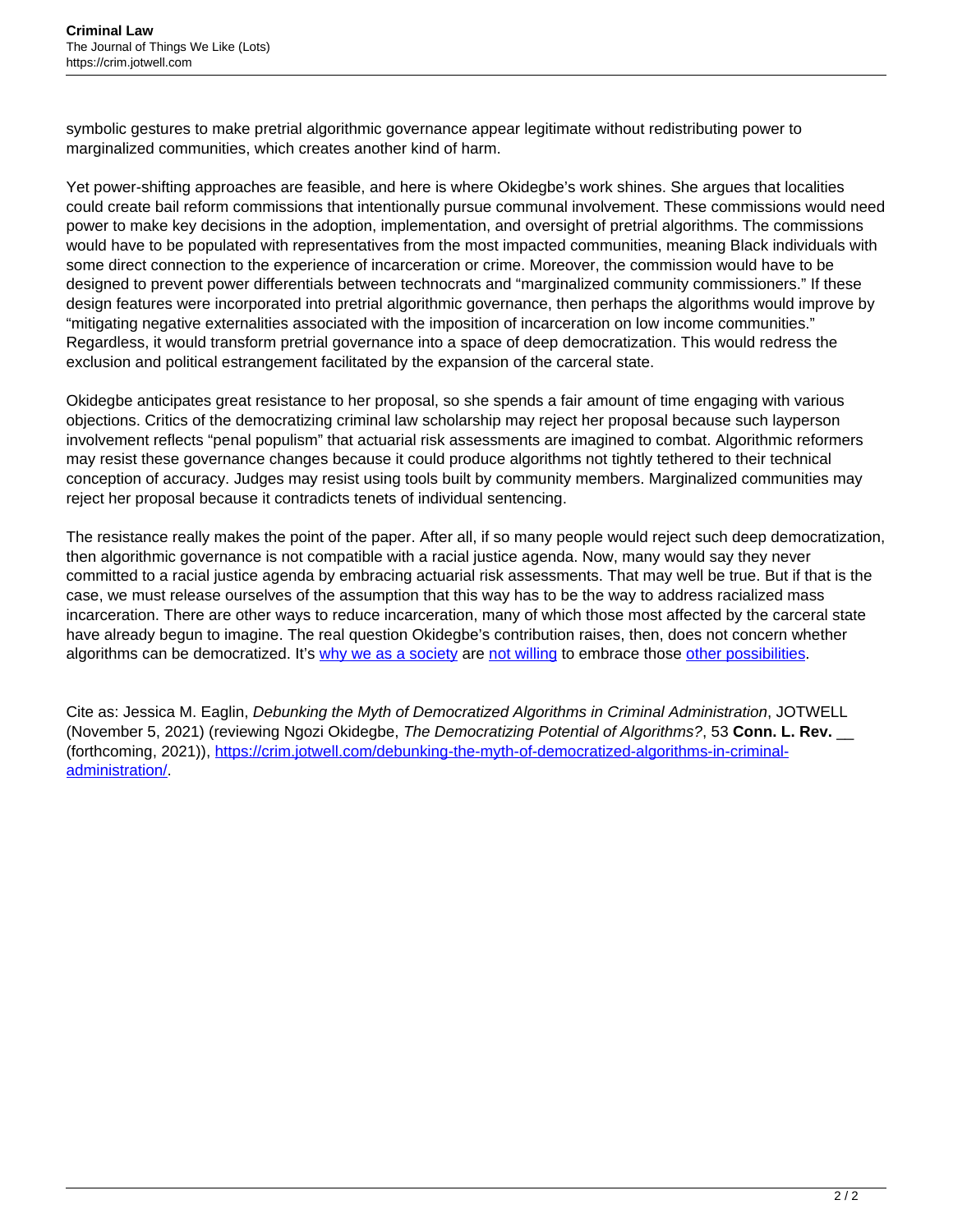symbolic gestures to make pretrial algorithmic governance appear legitimate without redistributing power to marginalized communities, which creates another kind of harm.

Yet power-shifting approaches are feasible, and here is where Okidegbe's work shines. She argues that localities could create bail reform commissions that intentionally pursue communal involvement. These commissions would need power to make key decisions in the adoption, implementation, and oversight of pretrial algorithms. The commissions would have to be populated with representatives from the most impacted communities, meaning Black individuals with some direct connection to the experience of incarceration or crime. Moreover, the commission would have to be designed to prevent power differentials between technocrats and "marginalized community commissioners." If these design features were incorporated into pretrial algorithmic governance, then perhaps the algorithms would improve by "mitigating negative externalities associated with the imposition of incarceration on low income communities." Regardless, it would transform pretrial governance into a space of deep democratization. This would redress the exclusion and political estrangement facilitated by the expansion of the carceral state.

Okidegbe anticipates great resistance to her proposal, so she spends a fair amount of time engaging with various objections. Critics of the democratizing criminal law scholarship may reject her proposal because such layperson involvement reflects "penal populism" that actuarial risk assessments are imagined to combat. Algorithmic reformers may resist these governance changes because it could produce algorithms not tightly tethered to their technical conception of accuracy. Judges may resist using tools built by community members. Marginalized communities may reject her proposal because it contradicts tenets of individual sentencing.

The resistance really makes the point of the paper. After all, if so many people would reject such deep democratization, then algorithmic governance is not compatible with a racial justice agenda. Now, many would say they never committed to a racial justice agenda by embracing actuarial risk assessments. That may well be true. But if that is the case, we must release ourselves of the assumption that this way has to be the way to address racialized mass incarceration. There are other ways to reduce incarceration, many of which those most affected by the carceral state have already begun to imagine. The real question Okidegbe's contribution raises, then, does not concern whether algorithms can be democratized. It's why we as a society are not willing to embrace those other possibilities.

Cite as: Jessica M. Eaglin, *Debunking the Myth of Democratized Algorithms in Criminal Administration*, JOTWELL (November 5, 2021) (reviewing Ngozi Okidegbe, *The Democratizing Potential of Algorithms?*, 53 **Conn. L. Rev.** __ (forthcoming, 2021)), https://crim.jotwell.com/debunking-the-myth-of-democratized-algorithms-in-criminal-administration/.